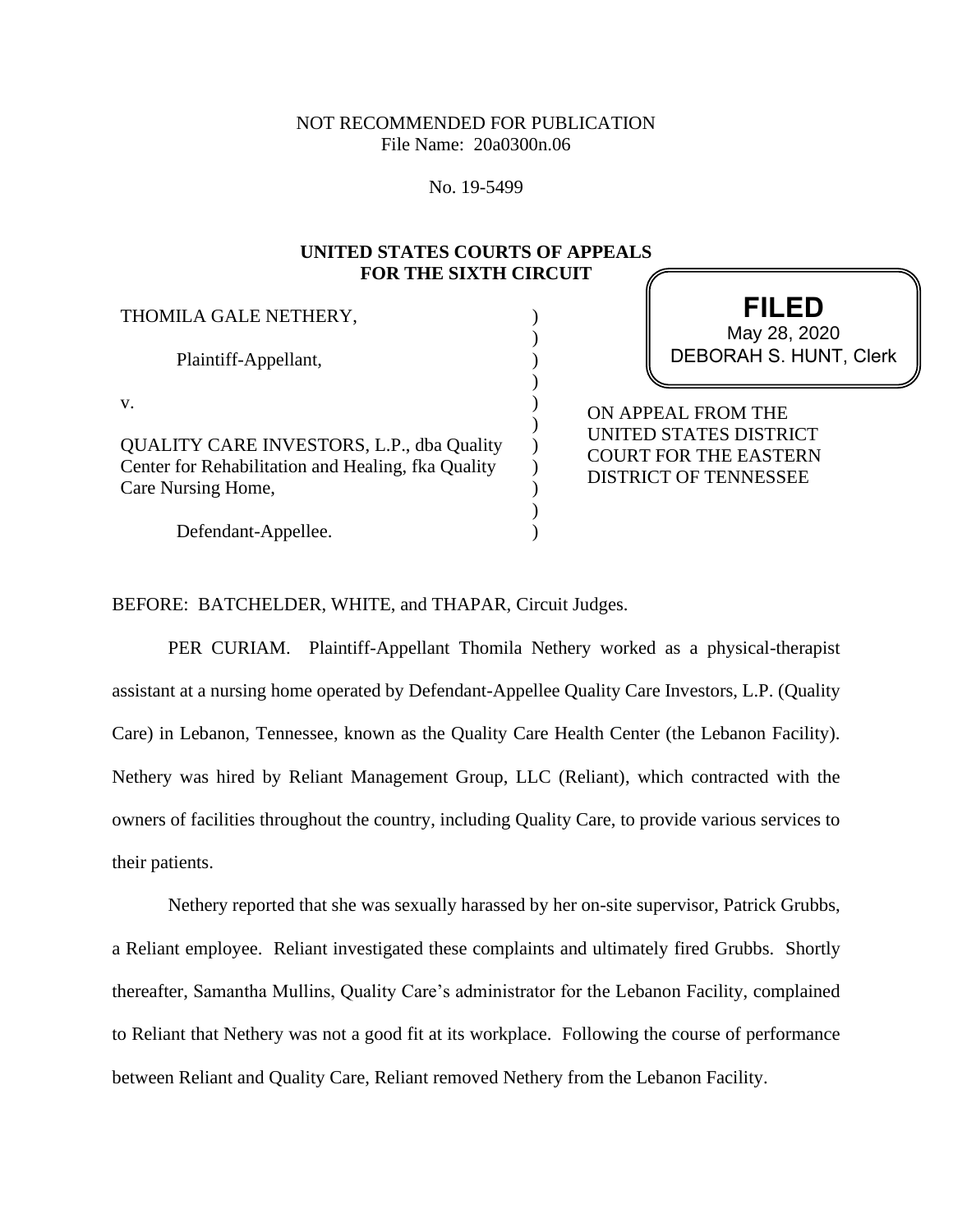NOT RECOMMENDED FOR PUBLICATION
File Name: 20a0300n.06

No. 19-5499

**UNITED STATES COURTS OF APPEALS FOR THE SIXTH CIRCUIT**

THOMILA GALE NETHERY,

Plaintiff-Appellant,

v.

QUALITY CARE INVESTORS, L.P., dba Quality Center for Rehabilitation and Healing, fka Quality Care Nursing Home,

Defendant-Appellee.

**FILED**
May 28, 2020
DEBORAH S. HUNT, Clerk

ON APPEAL FROM THE UNITED STATES DISTRICT COURT FOR THE EASTERN DISTRICT OF TENNESSEE

BEFORE: BATCHELDER, WHITE, and THAPAR, Circuit Judges.

PER CURIAM. Plaintiff-Appellant Thomila Nethery worked as a physical-therapist assistant at a nursing home operated by Defendant-Appellee Quality Care Investors, L.P. (Quality Care) in Lebanon, Tennessee, known as the Quality Care Health Center (the Lebanon Facility). Nethery was hired by Reliant Management Group, LLC (Reliant), which contracted with the owners of facilities throughout the country, including Quality Care, to provide various services to their patients.

Nethery reported that she was sexually harassed by her on-site supervisor, Patrick Grubbs, a Reliant employee. Reliant investigated these complaints and ultimately fired Grubbs. Shortly thereafter, Samantha Mullins, Quality Care's administrator for the Lebanon Facility, complained to Reliant that Nethery was not a good fit at its workplace. Following the course of performance between Reliant and Quality Care, Reliant removed Nethery from the Lebanon Facility.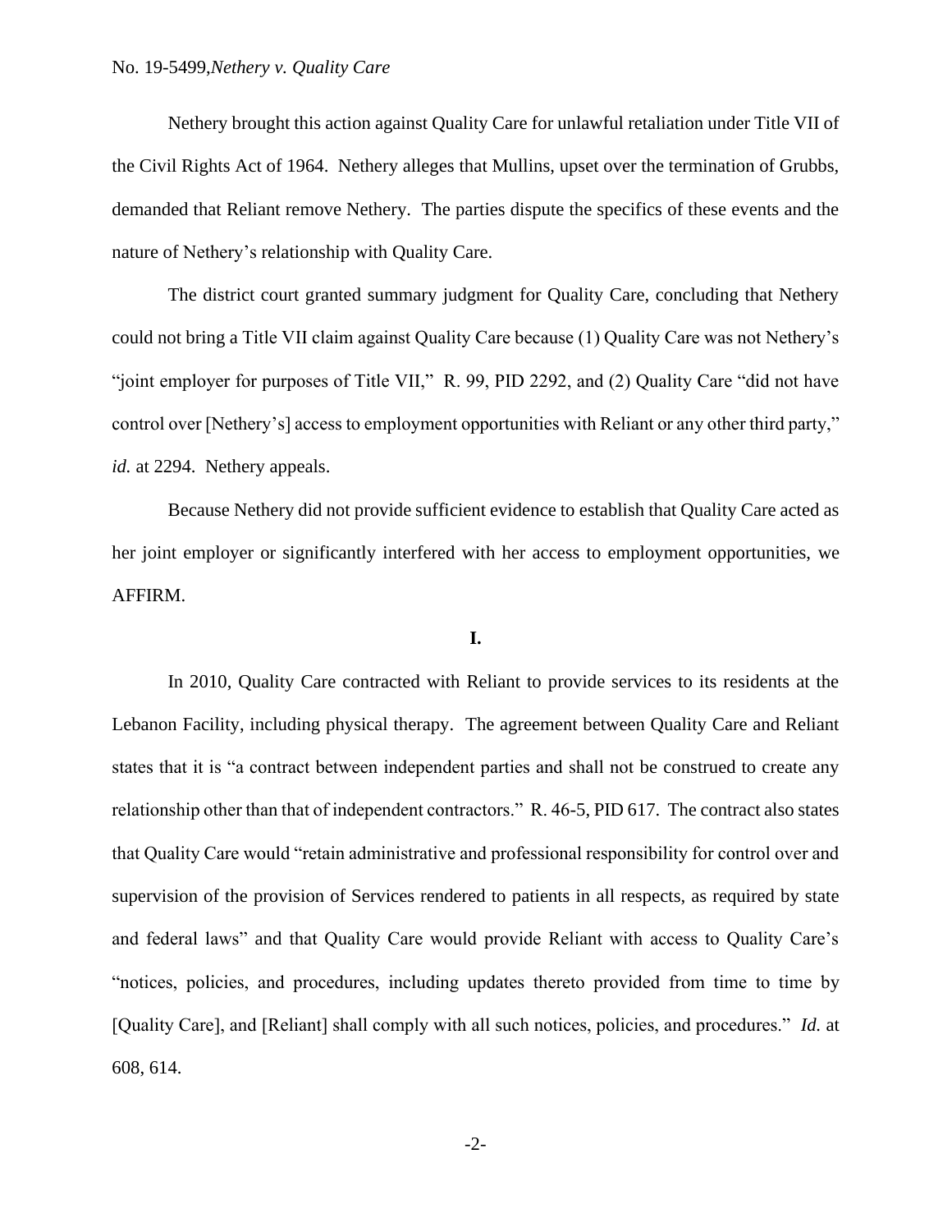Nethery brought this action against Quality Care for unlawful retaliation under Title VII of the Civil Rights Act of 1964. Nethery alleges that Mullins, upset over the termination of Grubbs, demanded that Reliant remove Nethery. The parties dispute the specifics of these events and the nature of Nethery's relationship with Quality Care.

The district court granted summary judgment for Quality Care, concluding that Nethery could not bring a Title VII claim against Quality Care because (1) Quality Care was not Nethery's "joint employer for purposes of Title VII," R. 99, PID 2292, and (2) Quality Care "did not have control over [Nethery's] access to employment opportunities with Reliant or any other third party," *id.* at 2294. Nethery appeals.

Because Nethery did not provide sufficient evidence to establish that Quality Care acted as her joint employer or significantly interfered with her access to employment opportunities, we AFFIRM.

## I.

In 2010, Quality Care contracted with Reliant to provide services to its residents at the Lebanon Facility, including physical therapy. The agreement between Quality Care and Reliant states that it is "a contract between independent parties and shall not be construed to create any relationship other than that of independent contractors." R. 46-5, PID 617. The contract also states that Quality Care would "retain administrative and professional responsibility for control over and supervision of the provision of Services rendered to patients in all respects, as required by state and federal laws" and that Quality Care would provide Reliant with access to Quality Care's "notices, policies, and procedures, including updates thereto provided from time to time by [Quality Care], and [Reliant] shall comply with all such notices, policies, and procedures." *Id.* at 608, 614.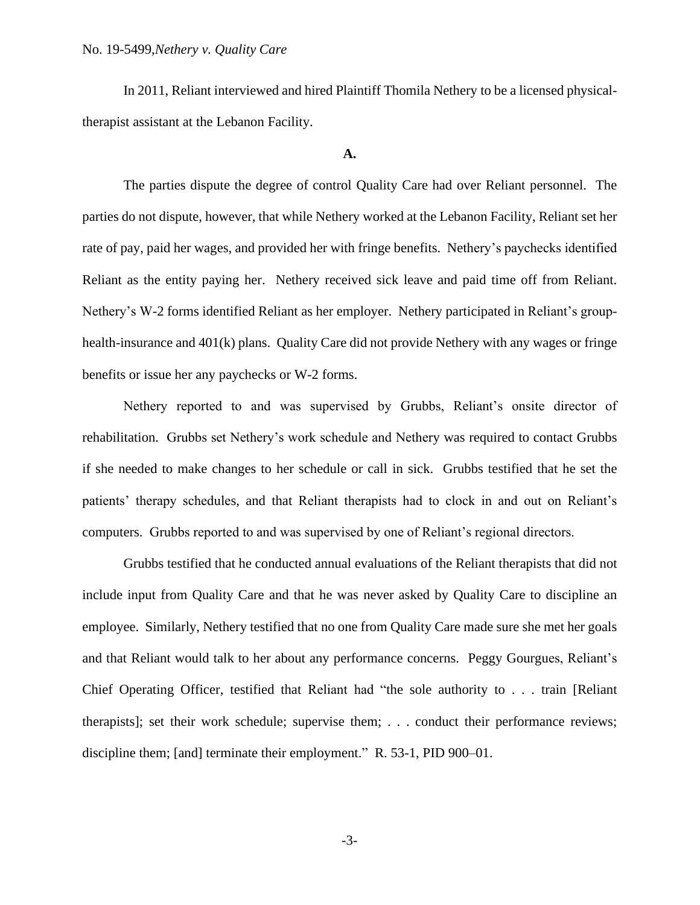In 2011, Reliant interviewed and hired Plaintiff Thomila Nethery to be a licensed physical-therapist assistant at the Lebanon Facility.

**A.**

The parties dispute the degree of control Quality Care had over Reliant personnel. The parties do not dispute, however, that while Nethery worked at the Lebanon Facility, Reliant set her rate of pay, paid her wages, and provided her with fringe benefits. Nethery's paychecks identified Reliant as the entity paying her. Nethery received sick leave and paid time off from Reliant. Nethery's W-2 forms identified Reliant as her employer. Nethery participated in Reliant's group-health-insurance and 401(k) plans. Quality Care did not provide Nethery with any wages or fringe benefits or issue her any paychecks or W-2 forms.

Nethery reported to and was supervised by Grubbs, Reliant's onsite director of rehabilitation. Grubbs set Nethery's work schedule and Nethery was required to contact Grubbs if she needed to make changes to her schedule or call in sick. Grubbs testified that he set the patients' therapy schedules, and that Reliant therapists had to clock in and out on Reliant's computers. Grubbs reported to and was supervised by one of Reliant's regional directors.

Grubbs testified that he conducted annual evaluations of the Reliant therapists that did not include input from Quality Care and that he was never asked by Quality Care to discipline an employee. Similarly, Nethery testified that no one from Quality Care made sure she met her goals and that Reliant would talk to her about any performance concerns. Peggy Gourgues, Reliant's Chief Operating Officer, testified that Reliant had "the sole authority to . . . train [Reliant therapists]; set their work schedule; supervise them; . . . conduct their performance reviews; discipline them; [and] terminate their employment." R. 53-1, PID 900–01.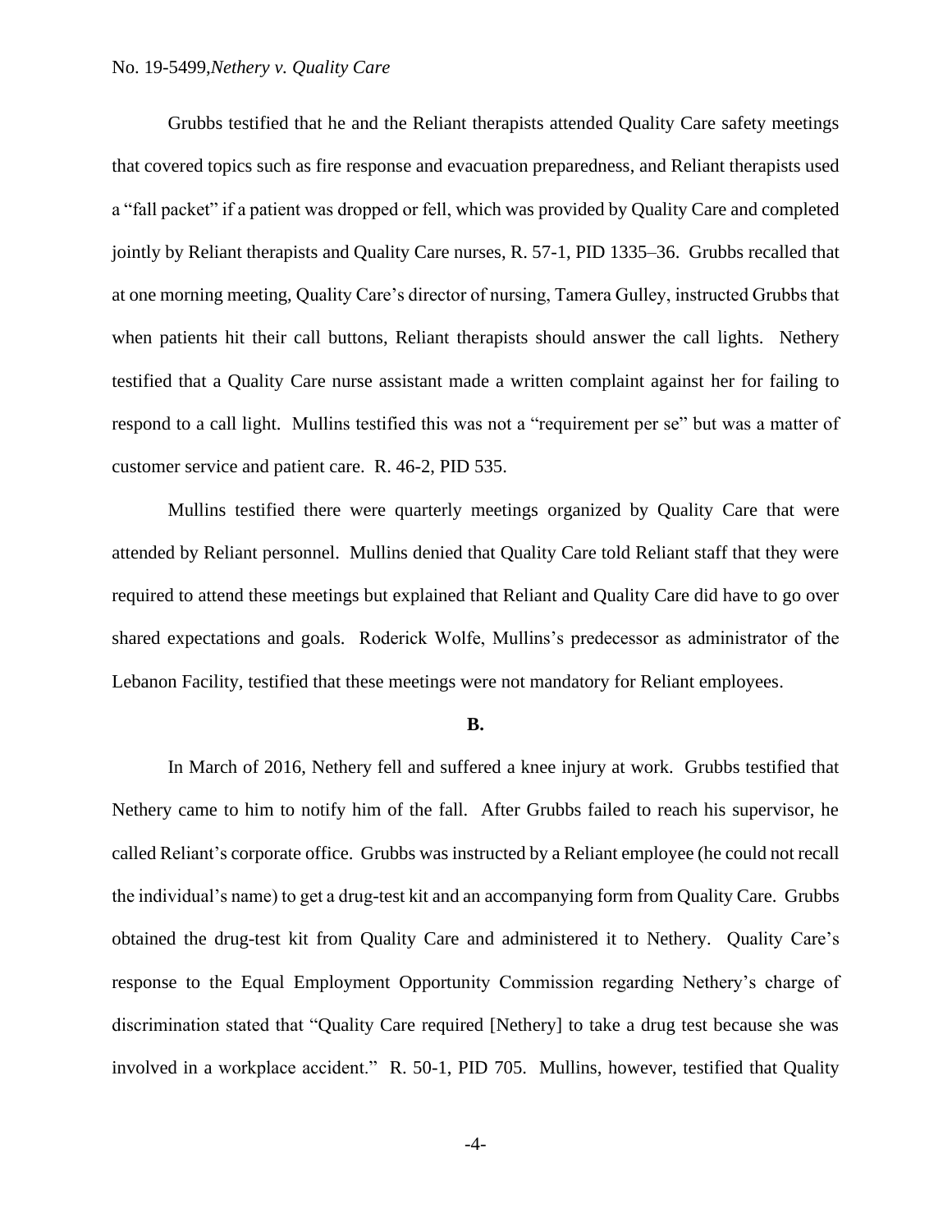Grubbs testified that he and the Reliant therapists attended Quality Care safety meetings that covered topics such as fire response and evacuation preparedness, and Reliant therapists used a "fall packet" if a patient was dropped or fell, which was provided by Quality Care and completed jointly by Reliant therapists and Quality Care nurses, R. 57-1, PID 1335–36. Grubbs recalled that at one morning meeting, Quality Care's director of nursing, Tamera Gulley, instructed Grubbs that when patients hit their call buttons, Reliant therapists should answer the call lights. Nethery testified that a Quality Care nurse assistant made a written complaint against her for failing to respond to a call light. Mullins testified this was not a "requirement per se" but was a matter of customer service and patient care. R. 46-2, PID 535.

Mullins testified there were quarterly meetings organized by Quality Care that were attended by Reliant personnel. Mullins denied that Quality Care told Reliant staff that they were required to attend these meetings but explained that Reliant and Quality Care did have to go over shared expectations and goals. Roderick Wolfe, Mullins's predecessor as administrator of the Lebanon Facility, testified that these meetings were not mandatory for Reliant employees.

**B.**

In March of 2016, Nethery fell and suffered a knee injury at work. Grubbs testified that Nethery came to him to notify him of the fall. After Grubbs failed to reach his supervisor, he called Reliant's corporate office. Grubbs was instructed by a Reliant employee (he could not recall the individual's name) to get a drug-test kit and an accompanying form from Quality Care. Grubbs obtained the drug-test kit from Quality Care and administered it to Nethery. Quality Care's response to the Equal Employment Opportunity Commission regarding Nethery's charge of discrimination stated that "Quality Care required [Nethery] to take a drug test because she was involved in a workplace accident." R. 50-1, PID 705. Mullins, however, testified that Quality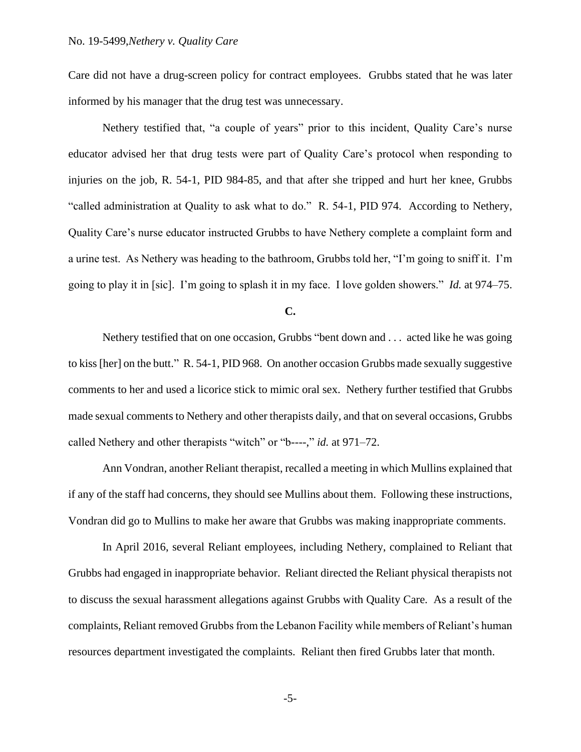Care did not have a drug-screen policy for contract employees. Grubbs stated that he was later informed by his manager that the drug test was unnecessary.

Nethery testified that, "a couple of years" prior to this incident, Quality Care's nurse educator advised her that drug tests were part of Quality Care's protocol when responding to injuries on the job, R. 54-1, PID 984-85, and that after she tripped and hurt her knee, Grubbs "called administration at Quality to ask what to do." R. 54-1, PID 974. According to Nethery, Quality Care's nurse educator instructed Grubbs to have Nethery complete a complaint form and a urine test. As Nethery was heading to the bathroom, Grubbs told her, "I'm going to sniff it. I'm going to play it in [sic]. I'm going to splash it in my face. I love golden showers." *Id.* at 974–75.

**C.**

Nethery testified that on one occasion, Grubbs "bent down and . . . acted like he was going to kiss [her] on the butt." R. 54-1, PID 968. On another occasion Grubbs made sexually suggestive comments to her and used a licorice stick to mimic oral sex. Nethery further testified that Grubbs made sexual comments to Nethery and other therapists daily, and that on several occasions, Grubbs called Nethery and other therapists "witch" or "b----," *id.* at 971–72.

Ann Vondran, another Reliant therapist, recalled a meeting in which Mullins explained that if any of the staff had concerns, they should see Mullins about them. Following these instructions, Vondran did go to Mullins to make her aware that Grubbs was making inappropriate comments.

In April 2016, several Reliant employees, including Nethery, complained to Reliant that Grubbs had engaged in inappropriate behavior. Reliant directed the Reliant physical therapists not to discuss the sexual harassment allegations against Grubbs with Quality Care. As a result of the complaints, Reliant removed Grubbs from the Lebanon Facility while members of Reliant's human resources department investigated the complaints. Reliant then fired Grubbs later that month.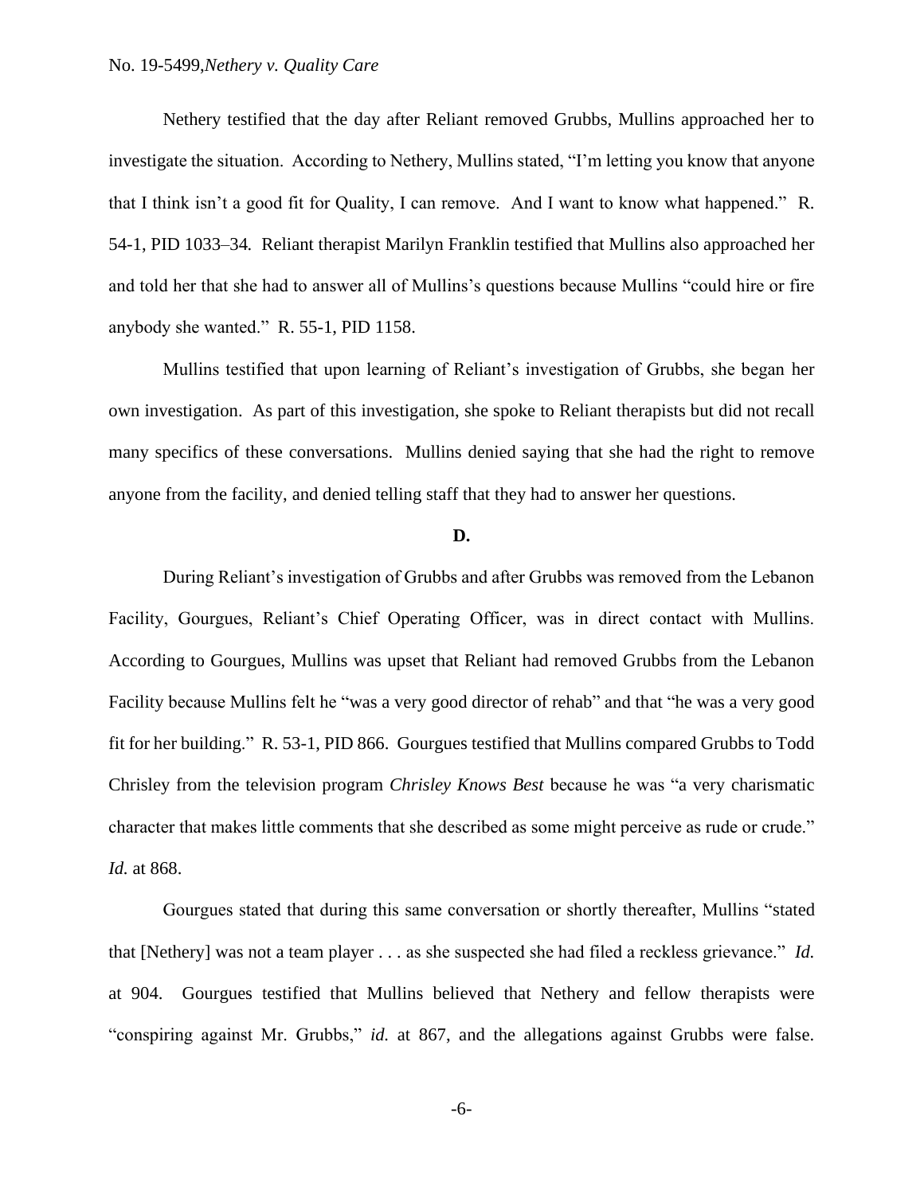Nethery testified that the day after Reliant removed Grubbs, Mullins approached her to investigate the situation. According to Nethery, Mullins stated, "I'm letting you know that anyone that I think isn't a good fit for Quality, I can remove. And I want to know what happened." R. 54-1, PID 1033–34*.* Reliant therapist Marilyn Franklin testified that Mullins also approached her and told her that she had to answer all of Mullins's questions because Mullins "could hire or fire anybody she wanted." R. 55-1, PID 1158.

Mullins testified that upon learning of Reliant's investigation of Grubbs, she began her own investigation. As part of this investigation, she spoke to Reliant therapists but did not recall many specifics of these conversations. Mullins denied saying that she had the right to remove anyone from the facility, and denied telling staff that they had to answer her questions.

**D.**

During Reliant's investigation of Grubbs and after Grubbs was removed from the Lebanon Facility, Gourgues, Reliant's Chief Operating Officer, was in direct contact with Mullins. According to Gourgues, Mullins was upset that Reliant had removed Grubbs from the Lebanon Facility because Mullins felt he "was a very good director of rehab" and that "he was a very good fit for her building." R. 53-1, PID 866. Gourgues testified that Mullins compared Grubbs to Todd Chrisley from the television program *Chrisley Knows Best* because he was "a very charismatic character that makes little comments that she described as some might perceive as rude or crude." *Id.* at 868.

Gourgues stated that during this same conversation or shortly thereafter, Mullins "stated that [Nethery] was not a team player . . . as she suspected she had filed a reckless grievance." *Id.* at 904. Gourgues testified that Mullins believed that Nethery and fellow therapists were "conspiring against Mr. Grubbs," *id.* at 867, and the allegations against Grubbs were false.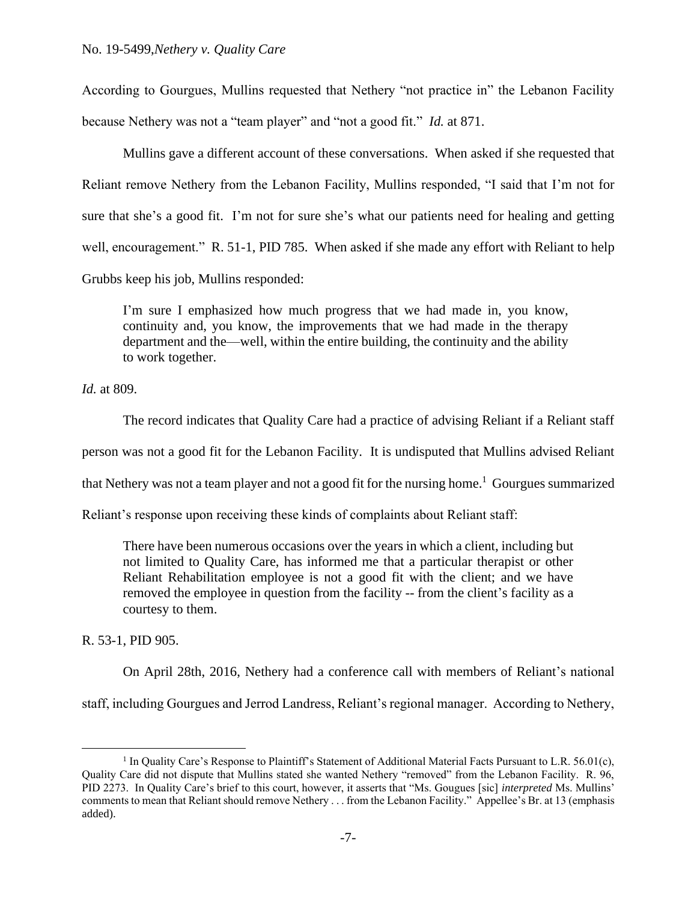According to Gourgues, Mullins requested that Nethery "not practice in" the Lebanon Facility because Nethery was not a "team player" and "not a good fit." *Id.* at 871.

Mullins gave a different account of these conversations. When asked if she requested that Reliant remove Nethery from the Lebanon Facility, Mullins responded, "I said that I'm not for sure that she's a good fit. I'm not for sure she's what our patients need for healing and getting well, encouragement." R. 51-1, PID 785. When asked if she made any effort with Reliant to help Grubbs keep his job, Mullins responded:

> I'm sure I emphasized how much progress that we had made in, you know, continuity and, you know, the improvements that we had made in the therapy department and the—well, within the entire building, the continuity and the ability to work together.

*Id.* at 809.

The record indicates that Quality Care had a practice of advising Reliant if a Reliant staff person was not a good fit for the Lebanon Facility. It is undisputed that Mullins advised Reliant that Nethery was not a team player and not a good fit for the nursing home.[1] Gourgues summarized Reliant's response upon receiving these kinds of complaints about Reliant staff:

> There have been numerous occasions over the years in which a client, including but not limited to Quality Care, has informed me that a particular therapist or other Reliant Rehabilitation employee is not a good fit with the client; and we have removed the employee in question from the facility -- from the client's facility as a courtesy to them.

R. 53-1, PID 905.

On April 28th, 2016, Nethery had a conference call with members of Reliant's national staff, including Gourgues and Jerrod Landress, Reliant's regional manager. According to Nethery,

---

[1] In Quality Care's Response to Plaintiff's Statement of Additional Material Facts Pursuant to L.R. 56.01(c), Quality Care did not dispute that Mullins stated she wanted Nethery "removed" from the Lebanon Facility. R. 96, PID 2273. In Quality Care's brief to this court, however, it asserts that "Ms. Gougues [sic] *interpreted* Ms. Mullins' comments to mean that Reliant should remove Nethery . . . from the Lebanon Facility." Appellee's Br. at 13 (emphasis added).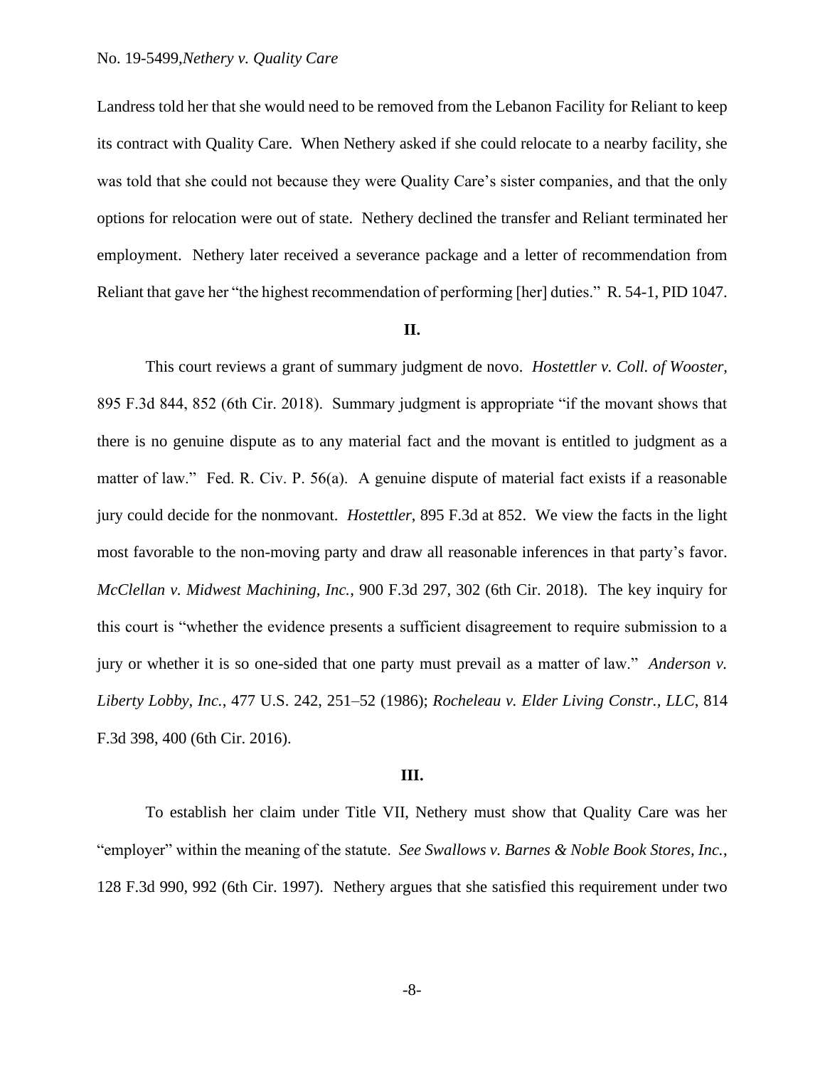Landress told her that she would need to be removed from the Lebanon Facility for Reliant to keep its contract with Quality Care. When Nethery asked if she could relocate to a nearby facility, she was told that she could not because they were Quality Care's sister companies, and that the only options for relocation were out of state. Nethery declined the transfer and Reliant terminated her employment. Nethery later received a severance package and a letter of recommendation from Reliant that gave her "the highest recommendation of performing [her] duties." R. 54-1, PID 1047.

**II.**

This court reviews a grant of summary judgment de novo. *Hostettler v. Coll. of Wooster*, 895 F.3d 844, 852 (6th Cir. 2018). Summary judgment is appropriate "if the movant shows that there is no genuine dispute as to any material fact and the movant is entitled to judgment as a matter of law." Fed. R. Civ. P. 56(a). A genuine dispute of material fact exists if a reasonable jury could decide for the nonmovant. *Hostettler*, 895 F.3d at 852. We view the facts in the light most favorable to the non-moving party and draw all reasonable inferences in that party's favor. *McClellan v. Midwest Machining, Inc.*, 900 F.3d 297, 302 (6th Cir. 2018). The key inquiry for this court is "whether the evidence presents a sufficient disagreement to require submission to a jury or whether it is so one-sided that one party must prevail as a matter of law." *Anderson v. Liberty Lobby, Inc.*, 477 U.S. 242, 251–52 (1986); *Rocheleau v. Elder Living Constr., LLC*, 814 F.3d 398, 400 (6th Cir. 2016).

**III.**

To establish her claim under Title VII, Nethery must show that Quality Care was her "employer" within the meaning of the statute. *See Swallows v. Barnes & Noble Book Stores, Inc.*, 128 F.3d 990, 992 (6th Cir. 1997). Nethery argues that she satisfied this requirement under two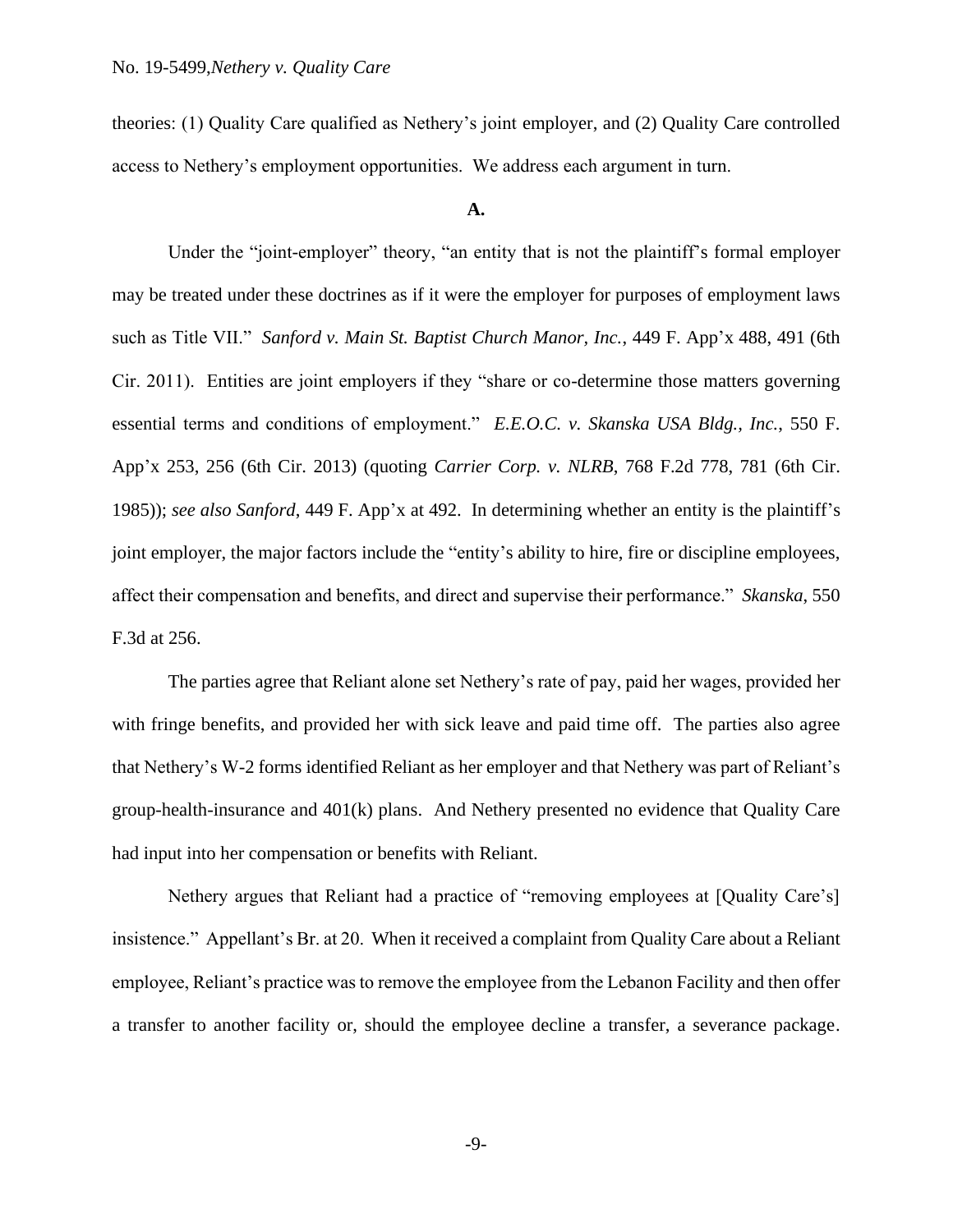theories: (1) Quality Care qualified as Nethery's joint employer, and (2) Quality Care controlled access to Nethery's employment opportunities. We address each argument in turn.

**A.**

Under the "joint-employer" theory, "an entity that is not the plaintiff's formal employer may be treated under these doctrines as if it were the employer for purposes of employment laws such as Title VII." *Sanford v. Main St. Baptist Church Manor, Inc.*, 449 F. App'x 488, 491 (6th Cir. 2011). Entities are joint employers if they "share or co-determine those matters governing essential terms and conditions of employment." *E.E.O.C. v. Skanska USA Bldg., Inc.*, 550 F. App'x 253, 256 (6th Cir. 2013) (quoting *Carrier Corp. v. NLRB*, 768 F.2d 778, 781 (6th Cir. 1985)); *see also Sanford*, 449 F. App'x at 492. In determining whether an entity is the plaintiff's joint employer, the major factors include the "entity's ability to hire, fire or discipline employees, affect their compensation and benefits, and direct and supervise their performance." *Skanska*, 550 F.3d at 256.

The parties agree that Reliant alone set Nethery's rate of pay, paid her wages, provided her with fringe benefits, and provided her with sick leave and paid time off. The parties also agree that Nethery's W-2 forms identified Reliant as her employer and that Nethery was part of Reliant's group-health-insurance and 401(k) plans. And Nethery presented no evidence that Quality Care had input into her compensation or benefits with Reliant.

Nethery argues that Reliant had a practice of "removing employees at [Quality Care's] insistence." Appellant's Br. at 20. When it received a complaint from Quality Care about a Reliant employee, Reliant's practice was to remove the employee from the Lebanon Facility and then offer a transfer to another facility or, should the employee decline a transfer, a severance package.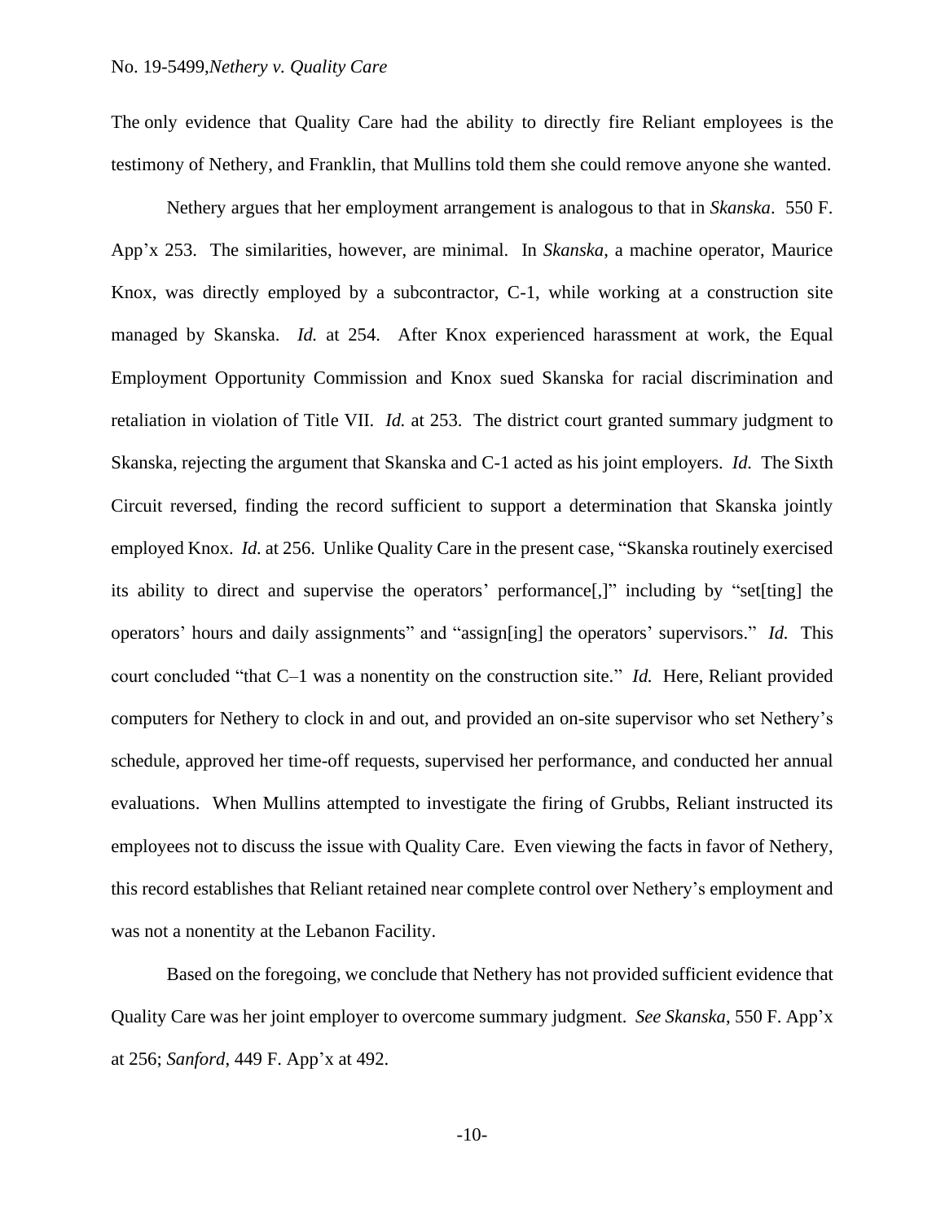The only evidence that Quality Care had the ability to directly fire Reliant employees is the testimony of Nethery, and Franklin, that Mullins told them she could remove anyone she wanted.

Nethery argues that her employment arrangement is analogous to that in *Skanska*. 550 F. App'x 253. The similarities, however, are minimal. In *Skanska*, a machine operator, Maurice Knox, was directly employed by a subcontractor, C-1, while working at a construction site managed by Skanska. *Id.* at 254. After Knox experienced harassment at work, the Equal Employment Opportunity Commission and Knox sued Skanska for racial discrimination and retaliation in violation of Title VII. *Id.* at 253. The district court granted summary judgment to Skanska, rejecting the argument that Skanska and C-1 acted as his joint employers. *Id.* The Sixth Circuit reversed, finding the record sufficient to support a determination that Skanska jointly employed Knox. *Id.* at 256. Unlike Quality Care in the present case, "Skanska routinely exercised its ability to direct and supervise the operators' performance[,]" including by "set[ting] the operators' hours and daily assignments" and "assign[ing] the operators' supervisors." *Id.* This court concluded "that C–1 was a nonentity on the construction site." *Id.* Here, Reliant provided computers for Nethery to clock in and out, and provided an on-site supervisor who set Nethery's schedule, approved her time-off requests, supervised her performance, and conducted her annual evaluations. When Mullins attempted to investigate the firing of Grubbs, Reliant instructed its employees not to discuss the issue with Quality Care. Even viewing the facts in favor of Nethery, this record establishes that Reliant retained near complete control over Nethery's employment and was not a nonentity at the Lebanon Facility.

Based on the foregoing, we conclude that Nethery has not provided sufficient evidence that Quality Care was her joint employer to overcome summary judgment. *See Skanska*, 550 F. App'x at 256; *Sanford*, 449 F. App'x at 492.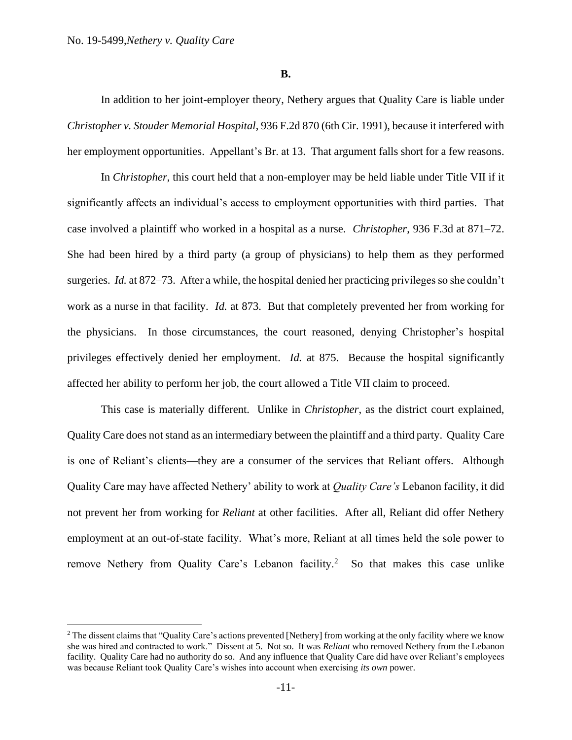**B.**

In addition to her joint-employer theory, Nethery argues that Quality Care is liable under *Christopher v. Stouder Memorial Hospital*, 936 F.2d 870 (6th Cir. 1991), because it interfered with her employment opportunities. Appellant's Br. at 13. That argument falls short for a few reasons.

In *Christopher*, this court held that a non-employer may be held liable under Title VII if it significantly affects an individual's access to employment opportunities with third parties. That case involved a plaintiff who worked in a hospital as a nurse. *Christopher*, 936 F.3d at 871–72. She had been hired by a third party (a group of physicians) to help them as they performed surgeries. *Id.* at 872–73. After a while, the hospital denied her practicing privileges so she couldn't work as a nurse in that facility. *Id.* at 873. But that completely prevented her from working for the physicians. In those circumstances, the court reasoned, denying Christopher's hospital privileges effectively denied her employment. *Id.* at 875. Because the hospital significantly affected her ability to perform her job, the court allowed a Title VII claim to proceed.

This case is materially different. Unlike in *Christopher*, as the district court explained, Quality Care does not stand as an intermediary between the plaintiff and a third party. Quality Care is one of Reliant's clients—they are a consumer of the services that Reliant offers. Although Quality Care may have affected Nethery' ability to work at *Quality Care's* Lebanon facility, it did not prevent her from working for *Reliant* at other facilities. After all, Reliant did offer Nethery employment at an out-of-state facility. What's more, Reliant at all times held the sole power to remove Nethery from Quality Care's Lebanon facility.[2] So that makes this case unlike

[2] The dissent claims that "Quality Care's actions prevented [Nethery] from working at the only facility where we know she was hired and contracted to work." Dissent at 5. Not so. It was *Reliant* who removed Nethery from the Lebanon facility. Quality Care had no authority do so. And any influence that Quality Care did have over Reliant's employees was because Reliant took Quality Care's wishes into account when exercising *its own* power.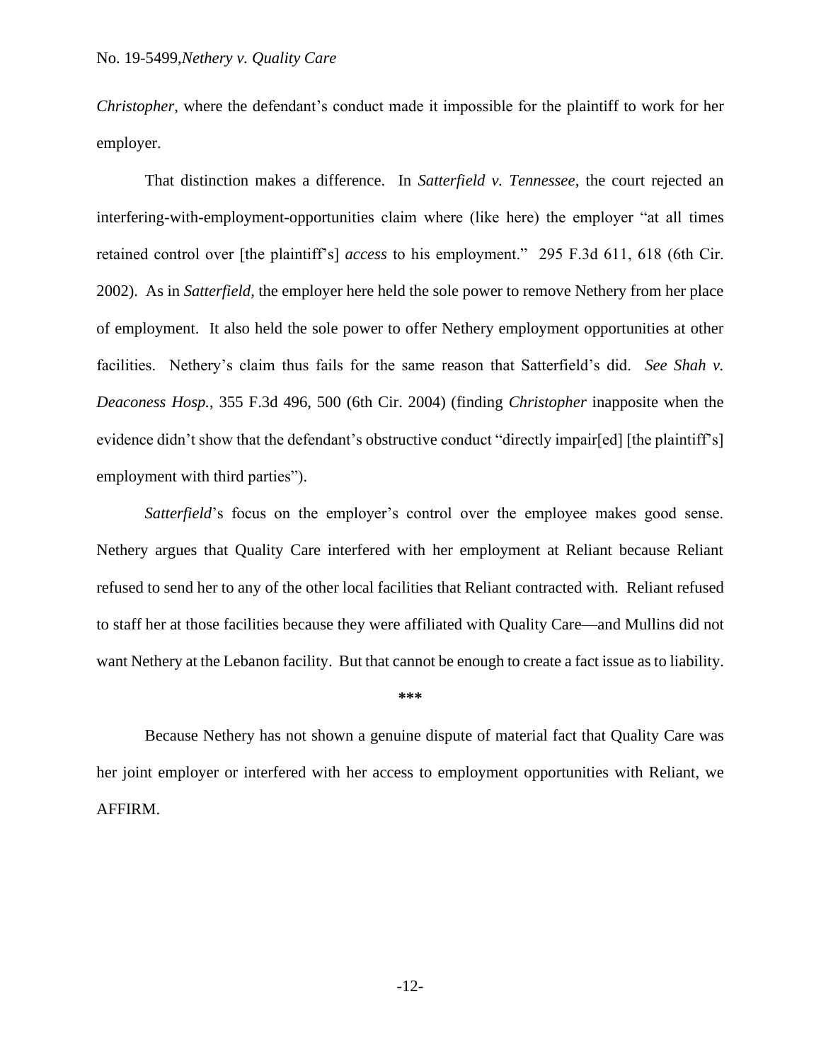*Christopher*, where the defendant's conduct made it impossible for the plaintiff to work for her employer.

That distinction makes a difference. In *Satterfield v. Tennessee*, the court rejected an interfering-with-employment-opportunities claim where (like here) the employer "at all times retained control over [the plaintiff's] *access* to his employment." 295 F.3d 611, 618 (6th Cir. 2002). As in *Satterfield*, the employer here held the sole power to remove Nethery from her place of employment. It also held the sole power to offer Nethery employment opportunities at other facilities. Nethery's claim thus fails for the same reason that Satterfield's did. *See Shah v. Deaconess Hosp.*, 355 F.3d 496, 500 (6th Cir. 2004) (finding *Christopher* inapposite when the evidence didn't show that the defendant's obstructive conduct "directly impair[ed] [the plaintiff's] employment with third parties").

*Satterfield*'s focus on the employer's control over the employee makes good sense. Nethery argues that Quality Care interfered with her employment at Reliant because Reliant refused to send her to any of the other local facilities that Reliant contracted with. Reliant refused to staff her at those facilities because they were affiliated with Quality Care—and Mullins did not want Nethery at the Lebanon facility. But that cannot be enough to create a fact issue as to liability.

***

Because Nethery has not shown a genuine dispute of material fact that Quality Care was her joint employer or interfered with her access to employment opportunities with Reliant, we AFFIRM.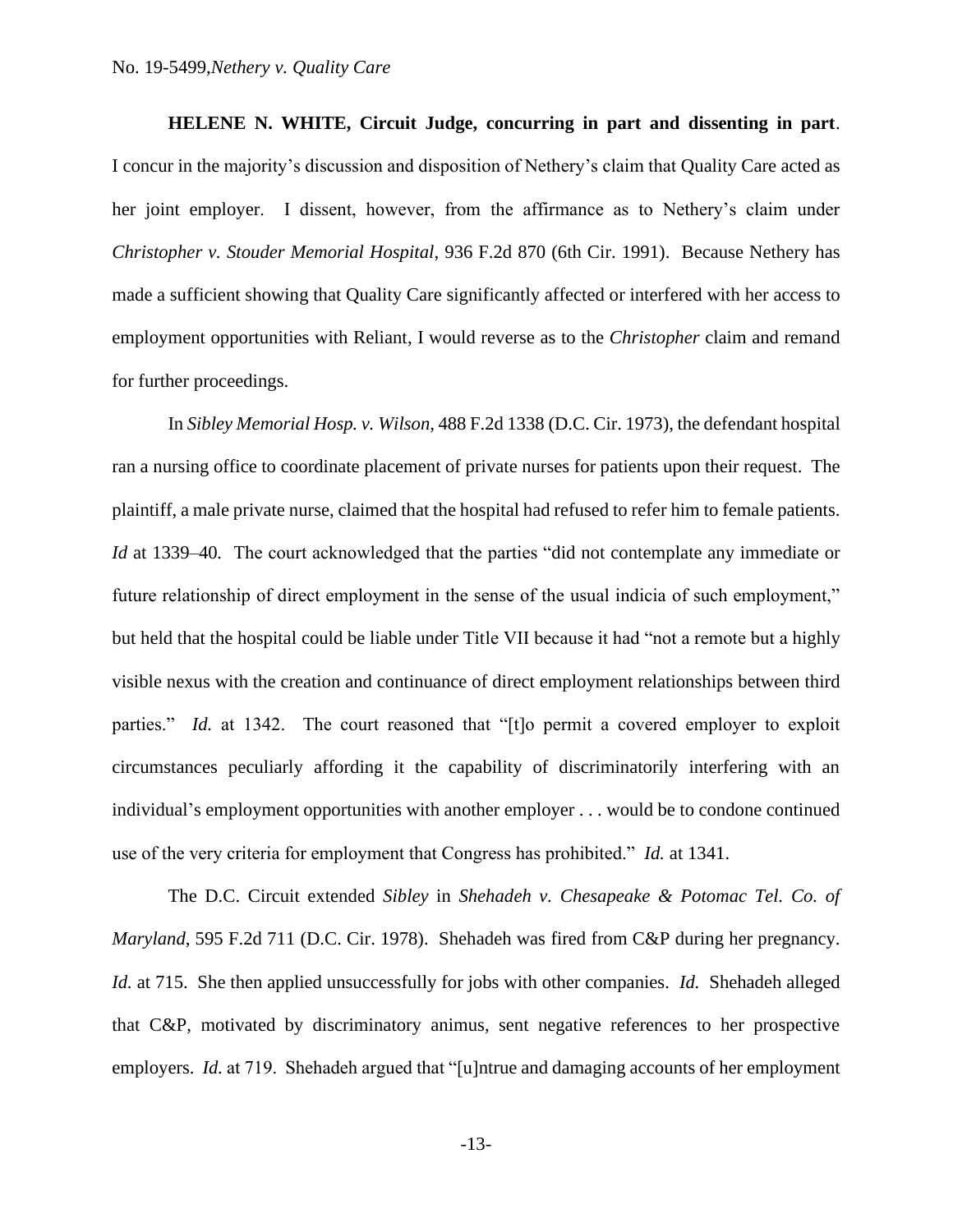**HELENE N. WHITE, Circuit Judge, concurring in part and dissenting in part**. I concur in the majority's discussion and disposition of Nethery's claim that Quality Care acted as her joint employer. I dissent, however, from the affirmance as to Nethery's claim under *Christopher v. Stouder Memorial Hospital*, 936 F.2d 870 (6th Cir. 1991). Because Nethery has made a sufficient showing that Quality Care significantly affected or interfered with her access to employment opportunities with Reliant, I would reverse as to the *Christopher* claim and remand for further proceedings.

In *Sibley Memorial Hosp. v. Wilson,* 488 F.2d 1338 (D.C. Cir. 1973), the defendant hospital ran a nursing office to coordinate placement of private nurses for patients upon their request. The plaintiff, a male private nurse, claimed that the hospital had refused to refer him to female patients. *Id* at 1339–40. The court acknowledged that the parties "did not contemplate any immediate or future relationship of direct employment in the sense of the usual indicia of such employment," but held that the hospital could be liable under Title VII because it had "not a remote but a highly visible nexus with the creation and continuance of direct employment relationships between third parties." *Id.* at 1342. The court reasoned that "[t]o permit a covered employer to exploit circumstances peculiarly affording it the capability of discriminatorily interfering with an individual's employment opportunities with another employer . . . would be to condone continued use of the very criteria for employment that Congress has prohibited." *Id.* at 1341.

The D.C. Circuit extended *Sibley* in *Shehadeh v. Chesapeake & Potomac Tel. Co. of Maryland*, 595 F.2d 711 (D.C. Cir. 1978). Shehadeh was fired from C&P during her pregnancy. *Id.* at 715. She then applied unsuccessfully for jobs with other companies. *Id.* Shehadeh alleged that C&P, motivated by discriminatory animus, sent negative references to her prospective employers. *Id.* at 719. Shehadeh argued that "[u]ntrue and damaging accounts of her employment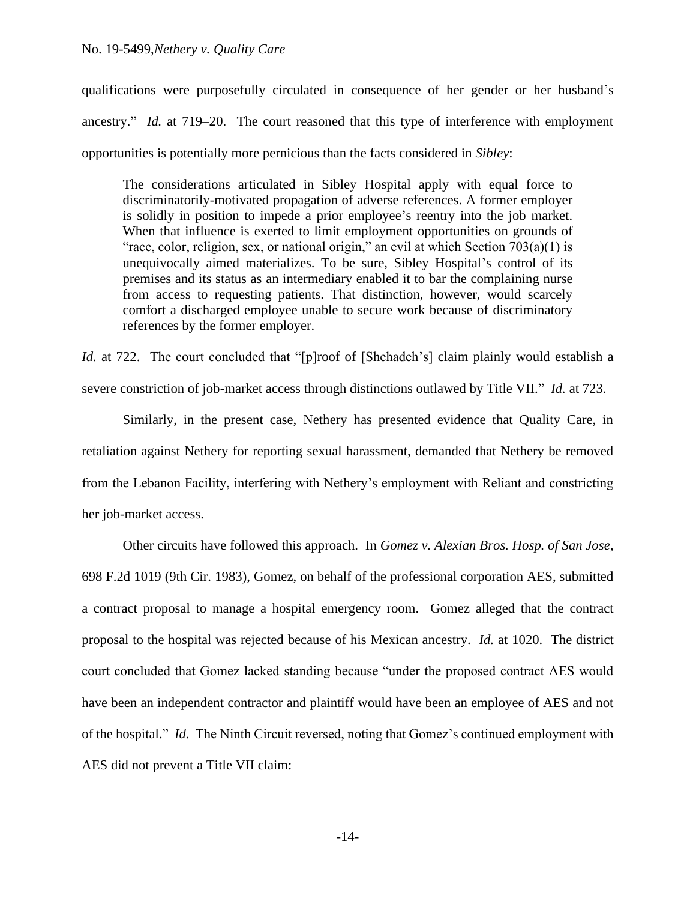qualifications were purposefully circulated in consequence of her gender or her husband's ancestry." *Id.* at 719–20. The court reasoned that this type of interference with employment opportunities is potentially more pernicious than the facts considered in *Sibley*:

> The considerations articulated in Sibley Hospital apply with equal force to discriminatorily-motivated propagation of adverse references. A former employer is solidly in position to impede a prior employee's reentry into the job market. When that influence is exerted to limit employment opportunities on grounds of "race, color, religion, sex, or national origin," an evil at which Section 703(a)(1) is unequivocally aimed materializes. To be sure, Sibley Hospital's control of its premises and its status as an intermediary enabled it to bar the complaining nurse from access to requesting patients. That distinction, however, would scarcely comfort a discharged employee unable to secure work because of discriminatory references by the former employer.

*Id.* at 722. The court concluded that "[p]roof of [Shehadeh's] claim plainly would establish a severe constriction of job-market access through distinctions outlawed by Title VII." *Id.* at 723.

Similarly, in the present case, Nethery has presented evidence that Quality Care, in retaliation against Nethery for reporting sexual harassment, demanded that Nethery be removed from the Lebanon Facility, interfering with Nethery's employment with Reliant and constricting her job-market access.

Other circuits have followed this approach. In *Gomez v. Alexian Bros. Hosp. of San Jose*, 698 F.2d 1019 (9th Cir. 1983), Gomez, on behalf of the professional corporation AES, submitted a contract proposal to manage a hospital emergency room. Gomez alleged that the contract proposal to the hospital was rejected because of his Mexican ancestry. *Id.* at 1020. The district court concluded that Gomez lacked standing because "under the proposed contract AES would have been an independent contractor and plaintiff would have been an employee of AES and not of the hospital." *Id.* The Ninth Circuit reversed, noting that Gomez's continued employment with AES did not prevent a Title VII claim: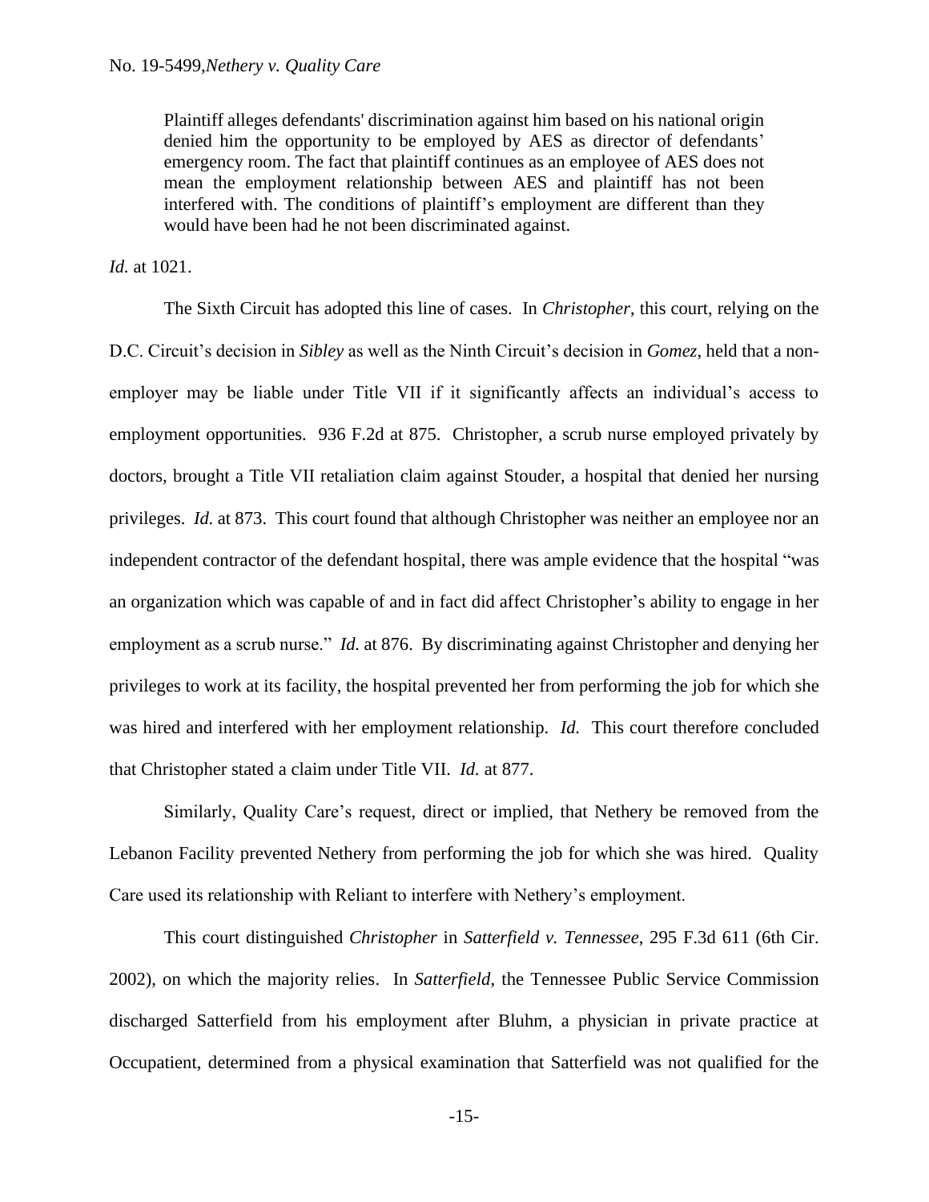> Plaintiff alleges defendants' discrimination against him based on his national origin denied him the opportunity to be employed by AES as director of defendants' emergency room. The fact that plaintiff continues as an employee of AES does not mean the employment relationship between AES and plaintiff has not been interfered with. The conditions of plaintiff's employment are different than they would have been had he not been discriminated against.

*Id.* at 1021.

The Sixth Circuit has adopted this line of cases. In *Christopher*, this court, relying on the D.C. Circuit's decision in *Sibley* as well as the Ninth Circuit's decision in *Gomez*, held that a non-employer may be liable under Title VII if it significantly affects an individual's access to employment opportunities. 936 F.2d at 875. Christopher, a scrub nurse employed privately by doctors, brought a Title VII retaliation claim against Stouder, a hospital that denied her nursing privileges. *Id.* at 873. This court found that although Christopher was neither an employee nor an independent contractor of the defendant hospital, there was ample evidence that the hospital "was an organization which was capable of and in fact did affect Christopher's ability to engage in her employment as a scrub nurse." *Id.* at 876. By discriminating against Christopher and denying her privileges to work at its facility, the hospital prevented her from performing the job for which she was hired and interfered with her employment relationship. *Id.* This court therefore concluded that Christopher stated a claim under Title VII. *Id.* at 877.

Similarly, Quality Care's request, direct or implied, that Nethery be removed from the Lebanon Facility prevented Nethery from performing the job for which she was hired. Quality Care used its relationship with Reliant to interfere with Nethery's employment.

This court distinguished *Christopher* in *Satterfield v. Tennessee*, 295 F.3d 611 (6th Cir. 2002), on which the majority relies. In *Satterfield*, the Tennessee Public Service Commission discharged Satterfield from his employment after Bluhm, a physician in private practice at Occupatient, determined from a physical examination that Satterfield was not qualified for the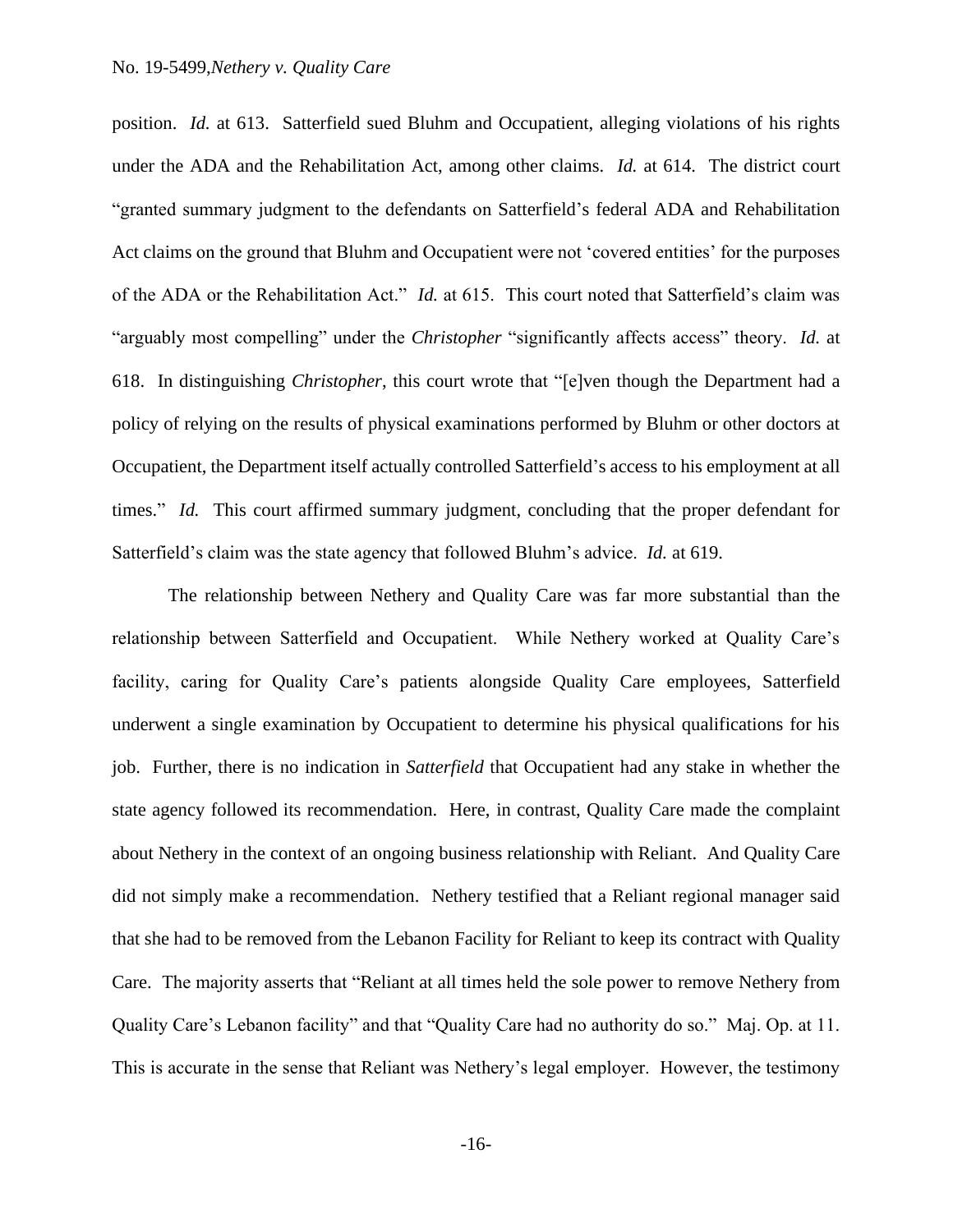position. *Id.* at 613. Satterfield sued Bluhm and Occupatient, alleging violations of his rights under the ADA and the Rehabilitation Act, among other claims. *Id.* at 614. The district court "granted summary judgment to the defendants on Satterfield's federal ADA and Rehabilitation Act claims on the ground that Bluhm and Occupatient were not 'covered entities' for the purposes of the ADA or the Rehabilitation Act." *Id.* at 615. This court noted that Satterfield's claim was "arguably most compelling" under the *Christopher* "significantly affects access" theory. *Id.* at 618. In distinguishing *Christopher*, this court wrote that "[e]ven though the Department had a policy of relying on the results of physical examinations performed by Bluhm or other doctors at Occupatient, the Department itself actually controlled Satterfield's access to his employment at all times." *Id.* This court affirmed summary judgment, concluding that the proper defendant for Satterfield's claim was the state agency that followed Bluhm's advice. *Id.* at 619.

The relationship between Nethery and Quality Care was far more substantial than the relationship between Satterfield and Occupatient. While Nethery worked at Quality Care's facility, caring for Quality Care's patients alongside Quality Care employees, Satterfield underwent a single examination by Occupatient to determine his physical qualifications for his job. Further, there is no indication in *Satterfield* that Occupatient had any stake in whether the state agency followed its recommendation. Here, in contrast, Quality Care made the complaint about Nethery in the context of an ongoing business relationship with Reliant. And Quality Care did not simply make a recommendation. Nethery testified that a Reliant regional manager said that she had to be removed from the Lebanon Facility for Reliant to keep its contract with Quality Care. The majority asserts that "Reliant at all times held the sole power to remove Nethery from Quality Care's Lebanon facility" and that "Quality Care had no authority do so." Maj. Op. at 11. This is accurate in the sense that Reliant was Nethery's legal employer. However, the testimony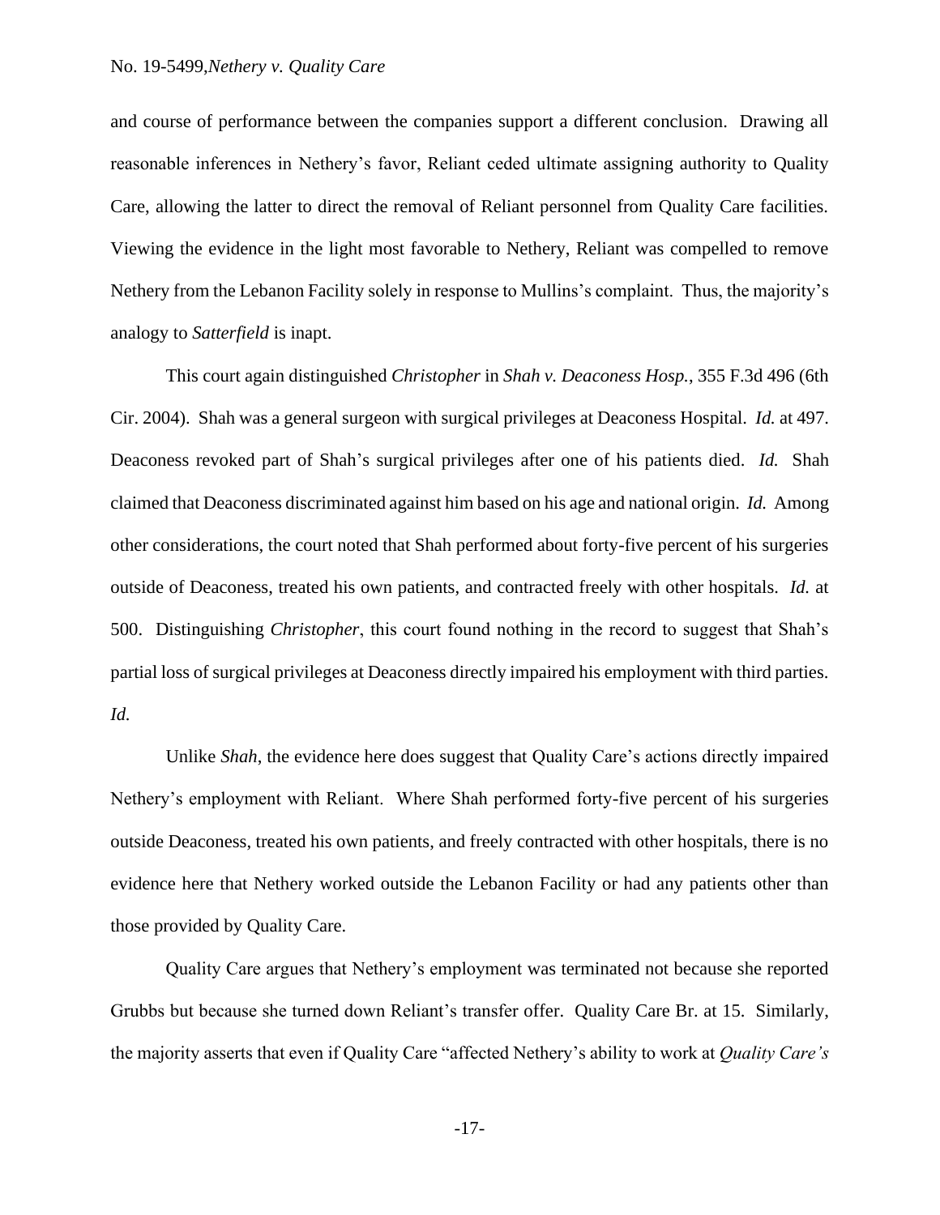and course of performance between the companies support a different conclusion. Drawing all reasonable inferences in Nethery's favor, Reliant ceded ultimate assigning authority to Quality Care, allowing the latter to direct the removal of Reliant personnel from Quality Care facilities. Viewing the evidence in the light most favorable to Nethery, Reliant was compelled to remove Nethery from the Lebanon Facility solely in response to Mullins's complaint. Thus, the majority's analogy to *Satterfield* is inapt.

This court again distinguished *Christopher* in *Shah v. Deaconess Hosp.*, 355 F.3d 496 (6th Cir. 2004). Shah was a general surgeon with surgical privileges at Deaconess Hospital. *Id.* at 497. Deaconess revoked part of Shah's surgical privileges after one of his patients died. *Id.* Shah claimed that Deaconess discriminated against him based on his age and national origin. *Id.* Among other considerations, the court noted that Shah performed about forty-five percent of his surgeries outside of Deaconess, treated his own patients, and contracted freely with other hospitals. *Id.* at 500. Distinguishing *Christopher*, this court found nothing in the record to suggest that Shah's partial loss of surgical privileges at Deaconess directly impaired his employment with third parties. *Id.*

Unlike *Shah*, the evidence here does suggest that Quality Care's actions directly impaired Nethery's employment with Reliant. Where Shah performed forty-five percent of his surgeries outside Deaconess, treated his own patients, and freely contracted with other hospitals, there is no evidence here that Nethery worked outside the Lebanon Facility or had any patients other than those provided by Quality Care.

Quality Care argues that Nethery's employment was terminated not because she reported Grubbs but because she turned down Reliant's transfer offer. Quality Care Br. at 15. Similarly, the majority asserts that even if Quality Care "affected Nethery's ability to work at *Quality Care's*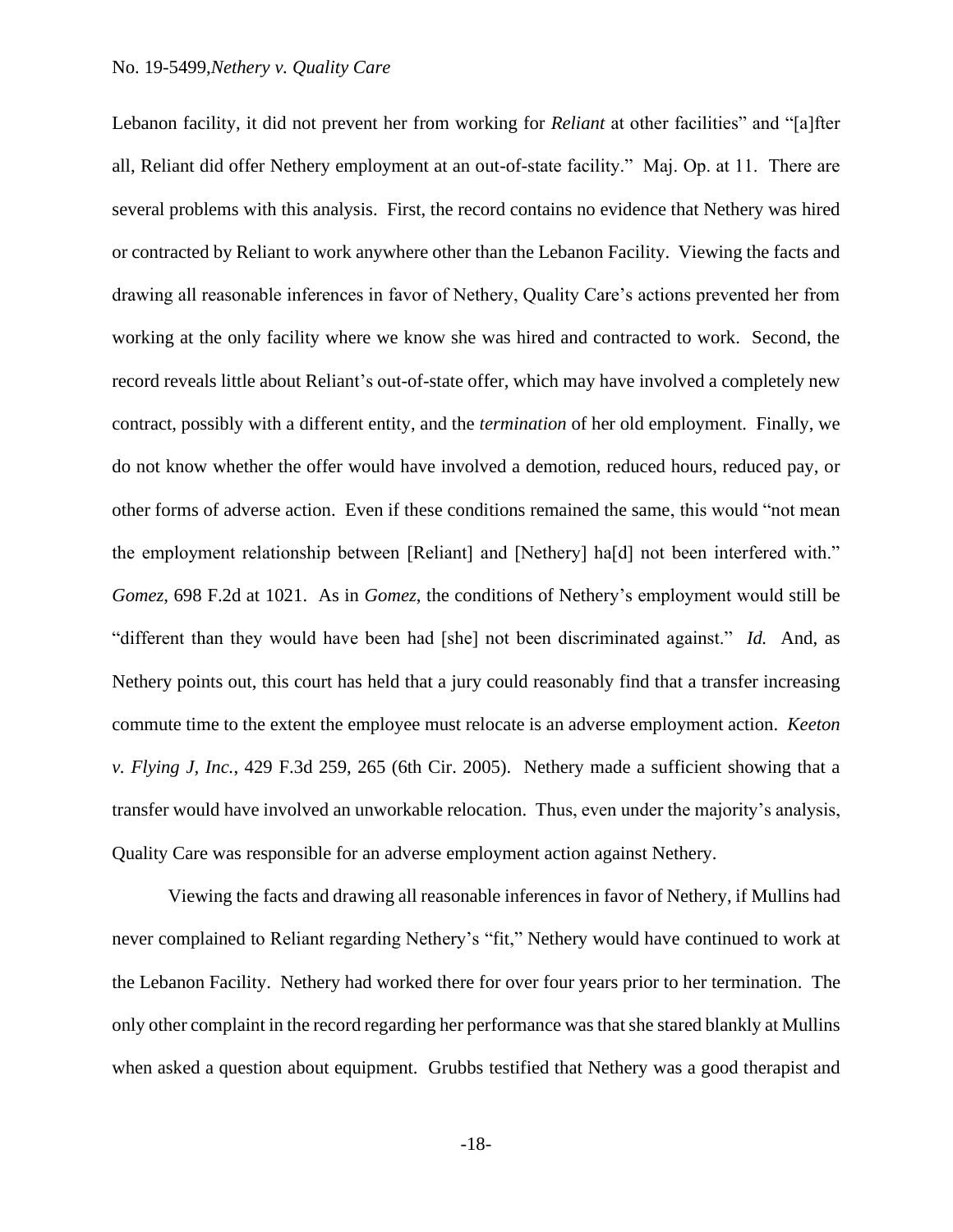Lebanon facility, it did not prevent her from working for *Reliant* at other facilities" and "[a]fter all, Reliant did offer Nethery employment at an out-of-state facility." Maj. Op. at 11. There are several problems with this analysis. First, the record contains no evidence that Nethery was hired or contracted by Reliant to work anywhere other than the Lebanon Facility. Viewing the facts and drawing all reasonable inferences in favor of Nethery, Quality Care's actions prevented her from working at the only facility where we know she was hired and contracted to work. Second, the record reveals little about Reliant's out-of-state offer, which may have involved a completely new contract, possibly with a different entity, and the *termination* of her old employment. Finally, we do not know whether the offer would have involved a demotion, reduced hours, reduced pay, or other forms of adverse action. Even if these conditions remained the same, this would "not mean the employment relationship between [Reliant] and [Nethery] ha[d] not been interfered with." *Gomez*, 698 F.2d at 1021. As in *Gomez*, the conditions of Nethery's employment would still be "different than they would have been had [she] not been discriminated against." *Id.* And, as Nethery points out, this court has held that a jury could reasonably find that a transfer increasing commute time to the extent the employee must relocate is an adverse employment action. *Keeton v. Flying J, Inc.*, 429 F.3d 259, 265 (6th Cir. 2005). Nethery made a sufficient showing that a transfer would have involved an unworkable relocation. Thus, even under the majority's analysis, Quality Care was responsible for an adverse employment action against Nethery.

Viewing the facts and drawing all reasonable inferences in favor of Nethery, if Mullins had never complained to Reliant regarding Nethery's "fit," Nethery would have continued to work at the Lebanon Facility. Nethery had worked there for over four years prior to her termination. The only other complaint in the record regarding her performance was that she stared blankly at Mullins when asked a question about equipment. Grubbs testified that Nethery was a good therapist and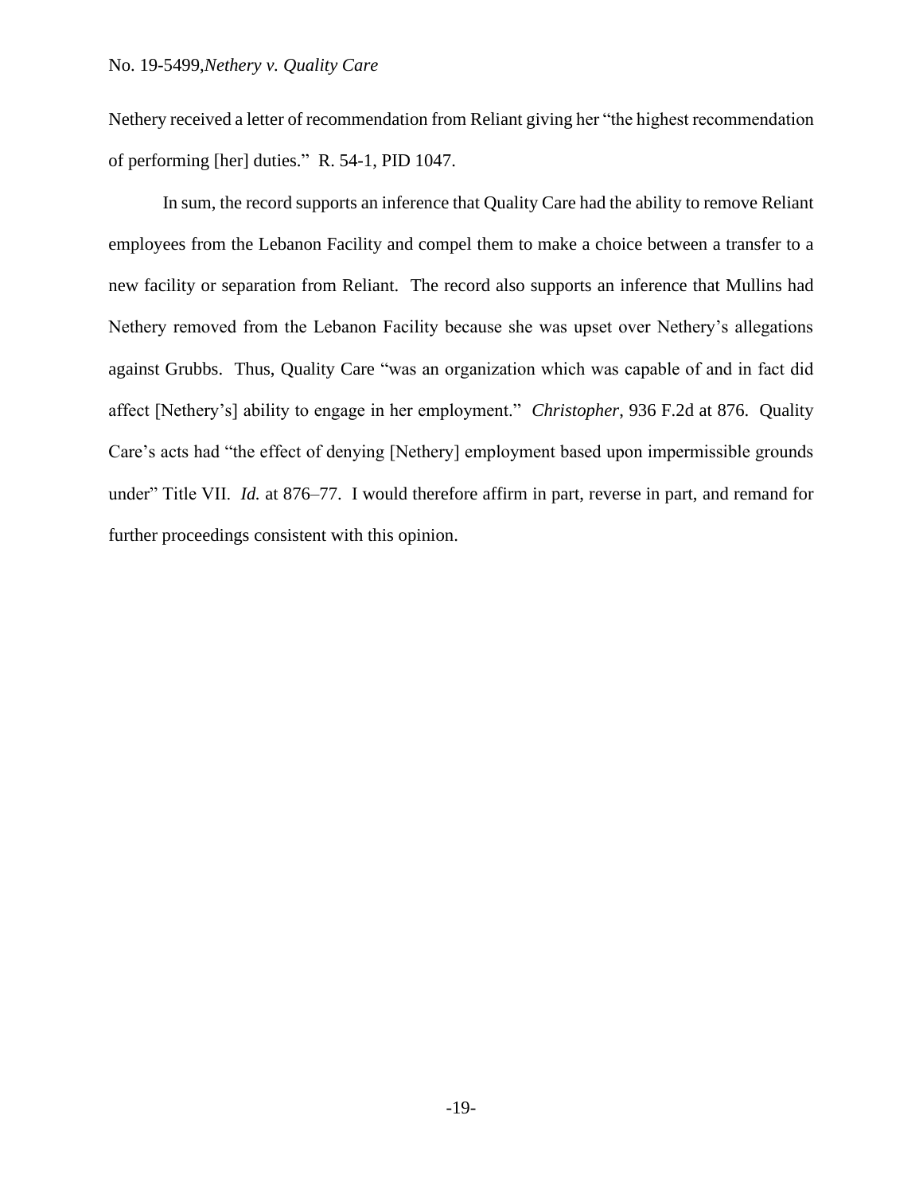Nethery received a letter of recommendation from Reliant giving her "the highest recommendation of performing [her] duties." R. 54-1, PID 1047.

In sum, the record supports an inference that Quality Care had the ability to remove Reliant employees from the Lebanon Facility and compel them to make a choice between a transfer to a new facility or separation from Reliant. The record also supports an inference that Mullins had Nethery removed from the Lebanon Facility because she was upset over Nethery's allegations against Grubbs. Thus, Quality Care "was an organization which was capable of and in fact did affect [Nethery's] ability to engage in her employment." *Christopher*, 936 F.2d at 876. Quality Care's acts had "the effect of denying [Nethery] employment based upon impermissible grounds under" Title VII. *Id.* at 876–77. I would therefore affirm in part, reverse in part, and remand for further proceedings consistent with this opinion.